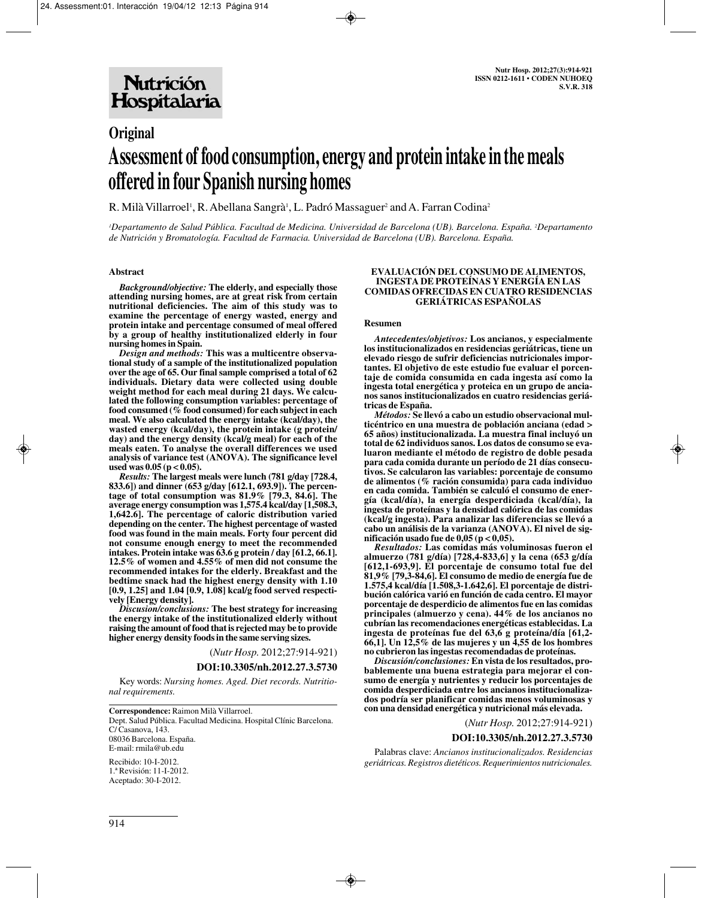**Original**

# Assessment of food consumption, energy and protein intake in the meals offered in four Spanish nursing homes

R. Milà Villarroel[1], R. Abellana Sangrà[1], L. Padró Massaguer[2] and A. Farran Codina[2]

*[1]Departamento de Salud Pública. Facultad de Medicina. Universidad de Barcelona (UB). Barcelona. España. [2]Departamento de Nutrición y Bromatología. Facultad de Farmacia. Universidad de Barcelona (UB). Barcelona. España.*

## Abstract

***Background/objective:*** **The elderly, and especially those attending nursing homes, are at great risk from certain nutritional deficiencies. The aim of this study was to examine the percentage of energy wasted, energy and protein intake and percentage consumed of meal offered by a group of healthy institutionalized elderly in four nursing homes in Spain.**

***Design and methods:*** **This was a multicentre observational study of a sample of the institutionalized population over the age of 65. Our final sample comprised a total of 62 individuals. Dietary data were collected using double weight method for each meal during 21 days. We calculated the following consumption variables: percentage of food consumed (% food consumed) for each subject in each meal. We also calculated the energy intake (kcal/day), the wasted energy (kcal/day), the protein intake (g protein/day) and the energy density (kcal/g meal) for each of the meals eaten. To analyse the overall differences we used analysis of variance test (ANOVA). The significance level used was 0.05 ($p < 0.05$).**

***Results:*** **The largest meals were lunch (781 g/day [728.4, 833.6]) and dinner (653 g/day [612.1, 693.9]). The percentage of total consumption was 81.9% [79.3, 84.6]. The average energy consumption was 1,575.4 kcal/day [1,508.3, 1,642.6]. The percentage of caloric distribution varied depending on the center. The highest percentage of wasted food was found in the main meals. Forty four percent did not consume enough energy to meet the recommended intakes. Protein intake was 63.6 g protein / day [61.2, 66.1]. 12.5% of women and 4.55% of men did not consume the recommended intakes for the elderly. Breakfast and the bedtime snack had the highest energy density with 1.10 [0.9, 1.25] and 1.04 [0.9, 1.08] kcal/g food served respectively [Energy density].**

***Discusion/conclusions:*** **The best strategy for increasing the energy intake of the institutionalized elderly without raising the amount of food that is rejected may be to provide higher energy density foods in the same serving sizes.**

(*Nutr Hosp.* 2012;27:914-921)

**DOI:10.3305/nh.2012.27.3.5730**

Key words: *Nursing homes. Aged. Diet records. Nutritional requirements.*

**Correspondence:** Raimon Milà Villarroel.
Dept. Salud Pública. Facultad Medicina. Hospital Clínic Barcelona.
C/ Casanova, 143.
08036 Barcelona. España.
E-mail: rmila@ub.edu

Recibido: 10-I-2012.
1.ª Revisión: 11-I-2012.
Aceptado: 30-I-2012.

### EVALUACIÓN DEL CONSUMO DE ALIMENTOS, INGESTA DE PROTEÍNAS Y ENERGÍA EN LAS COMIDAS OFRECIDAS EN CUATRO RESIDENCIAS GERIÁTRICAS ESPAÑOLAS

## Resumen

***Antecedentes/objetivos:*** **Los ancianos, y especialmente los institucionalizados en residencias geriátricas, tiene un elevado riesgo de sufrir deficiencias nutricionales importantes. El objetivo de este estudio fue evaluar el porcentaje de comida consumida en cada ingesta así como la ingesta total energética y proteica en un grupo de ancianos sanos institucionalizados en cuatro residencias geriátricas de España.**

***Métodos:*** **Se llevó a cabo un estudio observacional multicéntrico en una muestra de población anciana (edad > 65 años) institucionalizada. La muestra final incluyó un total de 62 individuos sanos. Los datos de consumo se evaluaron mediante el método de registro de doble pesada para cada comida durante un período de 21 días consecutivos. Se calcularon las variables: porcentaje de consumo de alimentos (% ración consumida) para cada individuo en cada comida. También se calculó el consumo de energía (kcal/día), la energía desperdiciada (kcal/día), la ingesta de proteínas y la densidad calórica de las comidas (kcal/g ingesta). Para analizar las diferencias se llevó a cabo un análisis de la varianza (ANOVA). El nivel de significación usado fue de 0,05 ($p < 0,05$).**

***Resultados:*** **Las comidas más voluminosas fueron el almuerzo (781 g/día) [728,4-833,6] y la cena (653 g/día [612,1-693,9]. El porcentaje de consumo total fue del 81,9% [79,3-84,6]. El consumo de medio de energía fue de 1.575,4 kcal/día [1.508,3-1.642,6]. El porcentaje de distribución calórica varió en función de cada centro. El mayor porcentaje de desperdicio de alimentos fue en las comidas principales (almuerzo y cena). 44% de los ancianos no cubrían las recomendaciones energéticas establecidas. La ingesta de proteínas fue del 63,6 g proteína/día [61,2-66,1]. Un 12,5% de las mujeres y un 4,55 de los hombres no cubrieron las ingestas recomendadas de proteínas.**

***Discusión/conclusiones:*** **En vista de los resultados, probablemente una buena estrategia para mejorar el consumo de energía y nutrientes y reducir los porcentajes de comida desperdiciada entre los ancianos institucionalizados podría ser planificar comidas menos voluminosas y con una densidad energética y nutricional más elevada.**

(*Nutr Hosp.* 2012;27:914-921)

**DOI:10.3305/nh.2012.27.3.5730**

Palabras clave: *Ancianos institucionalizados. Residencias geriátricas. Registros dietéticos. Requerimientos nutricionales.*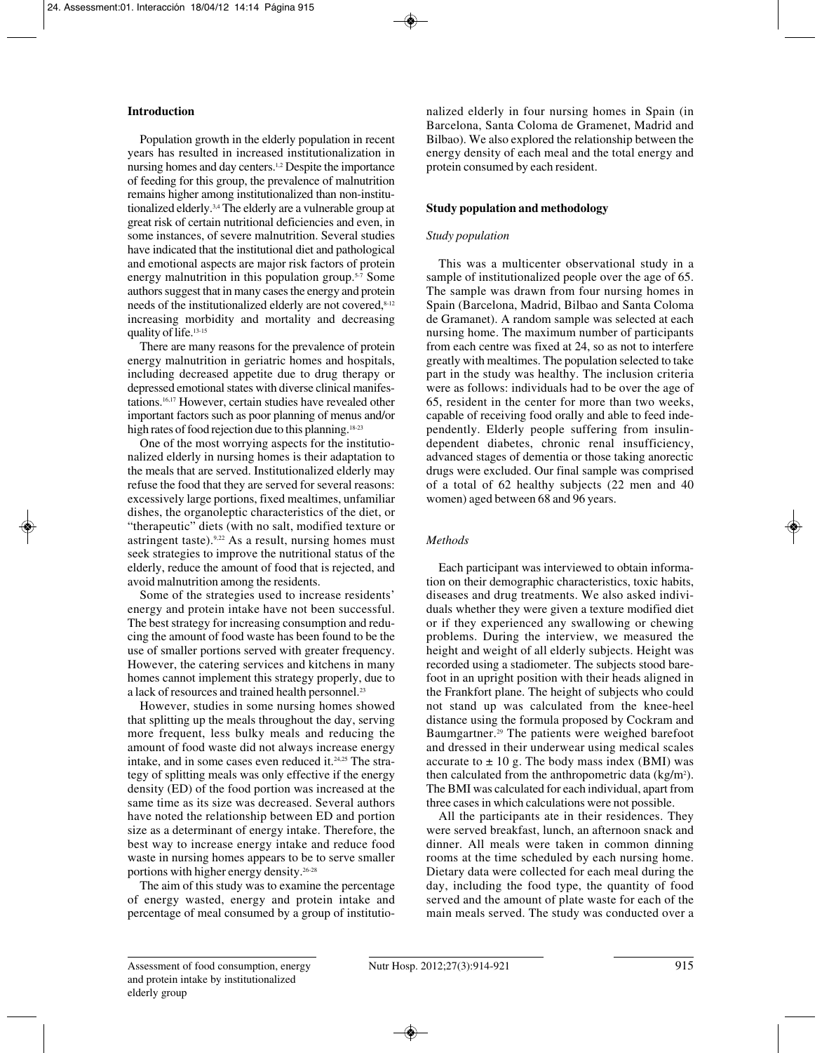## Introduction

Population growth in the elderly population in recent years has resulted in increased institutionalization in nursing homes and day centers.[1,2] Despite the importance of feeding for this group, the prevalence of malnutrition remains higher among institutionalized than non-institutionalized elderly.[3,4] The elderly are a vulnerable group at great risk of certain nutritional deficiencies and even, in some instances, of severe malnutrition. Several studies have indicated that the institutional diet and pathological and emotional aspects are major risk factors of protein energy malnutrition in this population group.[5-7] Some authors suggest that in many cases the energy and protein needs of the institutionalized elderly are not covered,[8-12] increasing morbidity and mortality and decreasing quality of life.[13-15]

There are many reasons for the prevalence of protein energy malnutrition in geriatric homes and hospitals, including decreased appetite due to drug therapy or depressed emotional states with diverse clinical manifestations.[16,17] However, certain studies have revealed other important factors such as poor planning of menus and/or high rates of food rejection due to this planning.[18-23]

One of the most worrying aspects for the institutionalized elderly in nursing homes is their adaptation to the meals that are served. Institutionalized elderly may refuse the food that they are served for several reasons: excessively large portions, fixed mealtimes, unfamiliar dishes, the organoleptic characteristics of the diet, or "therapeutic" diets (with no salt, modified texture or astringent taste).[9,22] As a result, nursing homes must seek strategies to improve the nutritional status of the elderly, reduce the amount of food that is rejected, and avoid malnutrition among the residents.

Some of the strategies used to increase residents' energy and protein intake have not been successful. The best strategy for increasing consumption and reducing the amount of food waste has been found to be the use of smaller portions served with greater frequency. However, the catering services and kitchens in many homes cannot implement this strategy properly, due to a lack of resources and trained health personnel.[23]

However, studies in some nursing homes showed that splitting up the meals throughout the day, serving more frequent, less bulky meals and reducing the amount of food waste did not always increase energy intake, and in some cases even reduced it.[24,25] The strategy of splitting meals was only effective if the energy density (ED) of the food portion was increased at the same time as its size was decreased. Several authors have noted the relationship between ED and portion size as a determinant of energy intake. Therefore, the best way to increase energy intake and reduce food waste in nursing homes appears to be to serve smaller portions with higher energy density.[26-28]

The aim of this study was to examine the percentage of energy wasted, energy and protein intake and percentage of meal consumed by a group of institutionalized elderly in four nursing homes in Spain (in Barcelona, Santa Coloma de Gramenet, Madrid and Bilbao). We also explored the relationship between the energy density of each meal and the total energy and protein consumed by each resident.

## Study population and methodology

### *Study population*

This was a multicenter observational study in a sample of institutionalized people over the age of 65. The sample was drawn from four nursing homes in Spain (Barcelona, Madrid, Bilbao and Santa Coloma de Gramanet). A random sample was selected at each nursing home. The maximum number of participants from each centre was fixed at 24, so as not to interfere greatly with mealtimes. The population selected to take part in the study was healthy. The inclusion criteria were as follows: individuals had to be over the age of 65, resident in the center for more than two weeks, capable of receiving food orally and able to feed independently. Elderly people suffering from insulin-dependent diabetes, chronic renal insufficiency, advanced stages of dementia or those taking anorectic drugs were excluded. Our final sample was comprised of a total of 62 healthy subjects (22 men and 40 women) aged between 68 and 96 years.

### *Methods*

Each participant was interviewed to obtain information on their demographic characteristics, toxic habits, diseases and drug treatments. We also asked individuals whether they were given a texture modified diet or if they experienced any swallowing or chewing problems. During the interview, we measured the height and weight of all elderly subjects. Height was recorded using a stadiometer. The subjects stood barefoot in an upright position with their heads aligned in the Frankfort plane. The height of subjects who could not stand up was calculated from the knee-heel distance using the formula proposed by Cockram and Baumgartner.[29] The patients were weighed barefoot and dressed in their underwear using medical scales accurate to $\pm$ 10 g. The body mass index (BMI) was then calculated from the anthropometric data (kg/m$^2$). The BMI was calculated for each individual, apart from three cases in which calculations were not possible.

All the participants ate in their residences. They were served breakfast, lunch, an afternoon snack and dinner. All meals were taken in common dinning rooms at the time scheduled by each nursing home. Dietary data were collected for each meal during the day, including the food type, the quantity of food served and the amount of plate waste for each of the main meals served. The study was conducted over a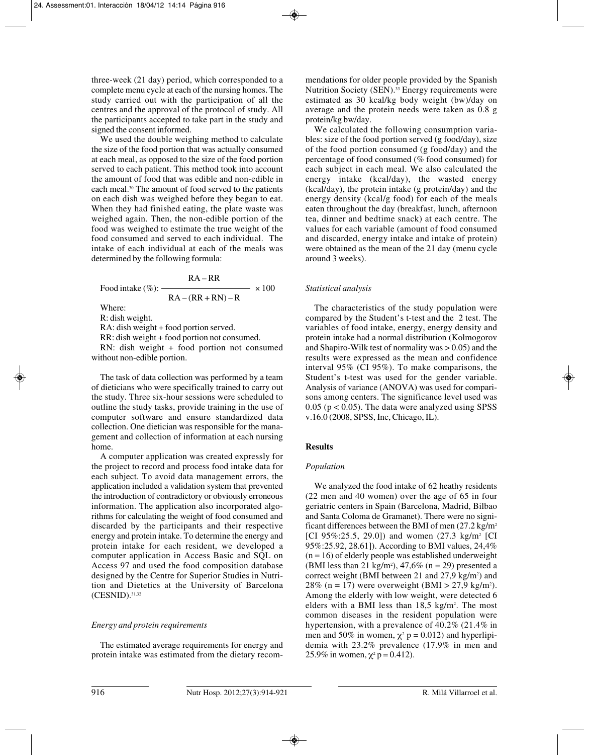three-week (21 day) period, which corresponded to a complete menu cycle at each of the nursing homes. The study carried out with the participation of all the centres and the approval of the protocol of study. All the participants accepted to take part in the study and signed the consent informed.

We used the double weighing method to calculate the size of the food portion that was actually consumed at each meal, as opposed to the size of the food portion served to each patient. This method took into account the amount of food that was edible and non-edible in each meal.[30] The amount of food served to the patients on each dish was weighed before they began to eat. When they had finished eating, the plate waste was weighed again. Then, the non-edible portion of the food was weighed to estimate the true weight of the food consumed and served to each individual. The intake of each individual at each of the meals was determined by the following formula:

$$\text{Food intake (\%)}: \frac{RA - RR}{RA - (RR + RN) - R} \times 100$$

Where:

R: dish weight.

RA: dish weight + food portion served.

RR: dish weight + food portion not consumed.

RN: dish weight + food portion not consumed without non-edible portion.

The task of data collection was performed by a team of dieticians who were specifically trained to carry out the study. Three six-hour sessions were scheduled to outline the study tasks, provide training in the use of computer software and ensure standardized data collection. One dietician was responsible for the management and collection of information at each nursing home.

A computer application was created expressly for the project to record and process food intake data for each subject. To avoid data management errors, the application included a validation system that prevented the introduction of contradictory or obviously erroneous information. The application also incorporated algorithms for calculating the weight of food consumed and discarded by the participants and their respective energy and protein intake. To determine the energy and protein intake for each resident, we developed a computer application in Access Basic and SQL on Access 97 and used the food composition database designed by the Centre for Superior Studies in Nutrition and Dietetics at the University of Barcelona (CESNID).[31,32]

### *Energy and protein requirements*

The estimated average requirements for energy and protein intake was estimated from the dietary recommendations for older people provided by the Spanish Nutrition Society (SEN).[33] Energy requirements were estimated as 30 kcal/kg body weight (bw)/day on average and the protein needs were taken as 0.8 g protein/kg bw/day.

We calculated the following consumption variables: size of the food portion served (g food/day), size of the food portion consumed (g food/day) and the percentage of food consumed (% food consumed) for each subject in each meal. We also calculated the energy intake (kcal/day), the wasted energy (kcal/day), the protein intake (g protein/day) and the energy density (kcal/g food) for each of the meals eaten throughout the day (breakfast, lunch, afternoon tea, dinner and bedtime snack) at each centre. The values for each variable (amount of food consumed and discarded, energy intake and intake of protein) were obtained as the mean of the 21 day (menu cycle around 3 weeks).

### *Statistical analysis*

The characteristics of the study population were compared by the Student's t-test and the 2 test. The variables of food intake, energy, energy density and protein intake had a normal distribution (Kolmogorov and Shapiro-Wilk test of normality was > 0.05) and the results were expressed as the mean and confidence interval 95% (CI 95%). To make comparisons, the Student's t-test was used for the gender variable. Analysis of variance (ANOVA) was used for comparisons among centers. The significance level used was 0.05 ($p < 0.05$). The data were analyzed using SPSS v.16.0 (2008, SPSS, Inc, Chicago, IL).

## **Results**

### *Population*

We analyzed the food intake of 62 heathy residents (22 men and 40 women) over the age of 65 in four geriatric centers in Spain (Barcelona, Madrid, Bilbao and Santa Coloma de Gramanet). There were no significant differences between the BMI of men (27.2 kg/m$^2$ [CI 95%:25.5, 29.0]) and women (27.3 kg/m$^2$ [CI 95%:25.92, 28.61]). According to BMI values, 24,4% (n = 16) of elderly people was established underweight (BMI less than 21 kg/m$^2$), 47,6% (n = 29) presented a correct weight (BMI between 21 and 27,9 kg/m$^2$) and 28% (n = 17) were overweight (BMI > 27,9 kg/m$^2$). Among the elderly with low weight, were detected 6 elders with a BMI less than 18,5 kg/m$^2$. The most common diseases in the resident population were hypertension, with a prevalence of 40.2% (21.4% in men and 50% in women, $\chi^2$ p = 0.012) and hyperlipidemia with 23.2% prevalence (17.9% in men and 25.9% in women, $\chi^2$ p = 0.412).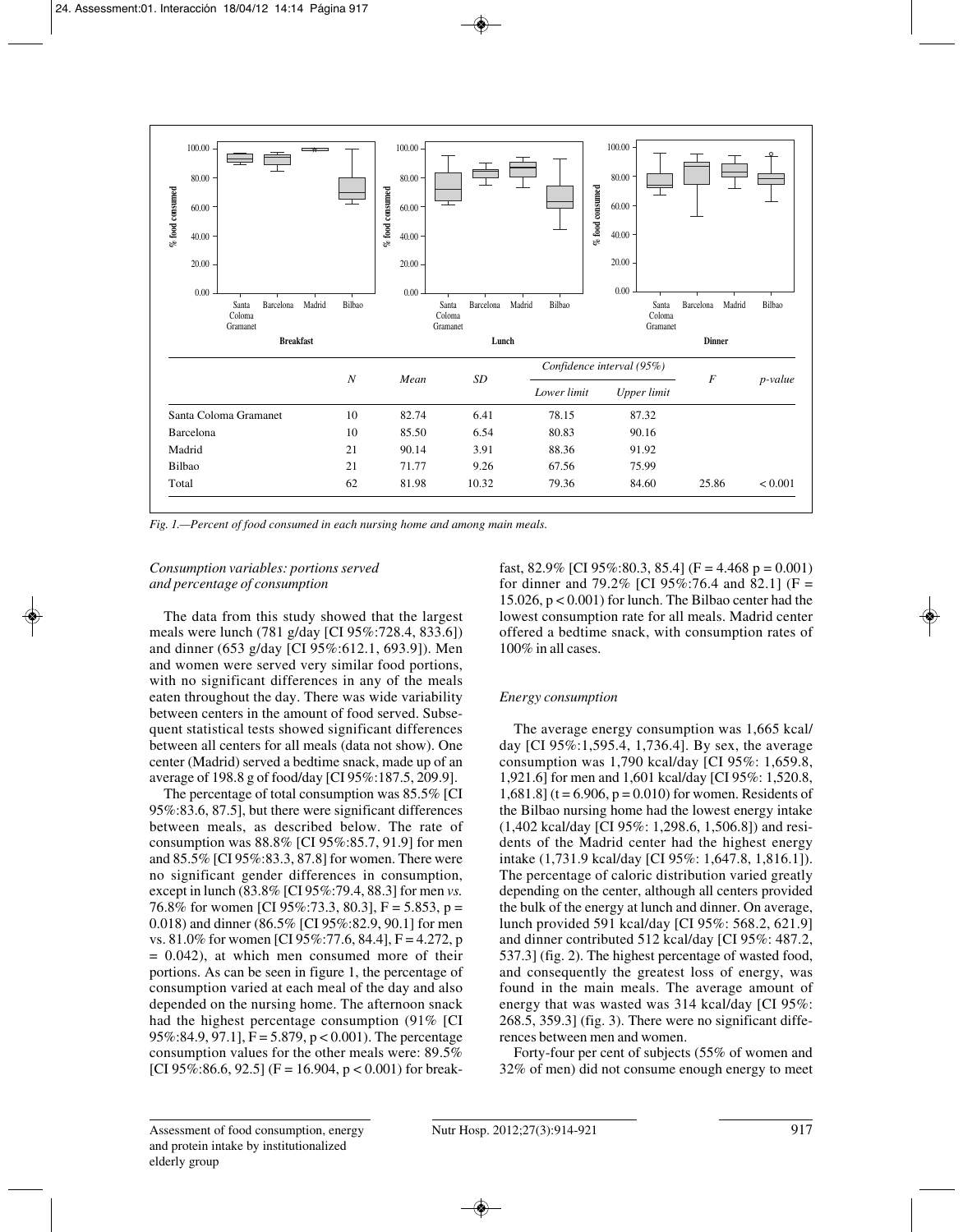|  | N | Mean | SD | Confidence interval (95%) |  | F | p-value |
|---|---|---|---|---|---|---|---|
|  |  |  |  | Lower limit | Upper limit |  |  |
| Santa Coloma Gramanet | 10 | 82.74 | 6.41 | 78.15 | 87.32 |  |  |
| Barcelona | 10 | 85.50 | 6.54 | 80.83 | 90.16 |  |  |
| Madrid | 21 | 90.14 | 3.91 | 88.36 | 91.92 |  |  |
| Bilbao | 21 | 71.77 | 9.26 | 67.56 | 75.99 |  |  |
| Total | 62 | 81.98 | 10.32 | 79.36 | 84.60 | 25.86 | < 0.001 |

*Fig. 1.—Percent of food consumed in each nursing home and among main meals.*

### *Consumption variables: portions served and percentage of consumption*

The data from this study showed that the largest meals were lunch (781 g/day [CI 95%:728.4, 833.6]) and dinner (653 g/day [CI 95%:612.1, 693.9]). Men and women were served very similar food portions, with no significant differences in any of the meals eaten throughout the day. There was wide variability between centers in the amount of food served. Subsequent statistical tests showed significant differences between all centers for all meals (data not show). One center (Madrid) served a bedtime snack, made up of an average of 198.8 g of food/day [CI 95%:187.5, 209.9].

The percentage of total consumption was 85.5% [CI 95%:83.6, 87.5], but there were significant differences between meals, as described below. The rate of consumption was 88.8% [CI 95%:85.7, 91.9] for men and 85.5% [CI 95%:83.3, 87.8] for women. There were no significant gender differences in consumption, except in lunch (83.8% [CI 95%:79.4, 88.3] for men *vs.* 76.8% for women [CI 95%:73.3, 80.3], $F = 5.853$, $p = 0.018$) and dinner (86.5% [CI 95%:82.9, 90.1] for men vs. 81.0% for women [CI 95%:77.6, 84.4], $F = 4.272$, $p = 0.042$), at which men consumed more of their portions. As can be seen in figure 1, the percentage of consumption varied at each meal of the day and also depended on the nursing home. The afternoon snack had the highest percentage consumption (91% [CI 95%:84.9, 97.1], $F = 5.879$, $p < 0.001$). The percentage consumption values for the other meals were: 89.5% [CI 95%:86.6, 92.5] ($F = 16.904$, $p < 0.001$) for breakfast, 82.9% [CI 95%:80.3, 85.4] ($F = 4.468$ $p = 0.001$) for dinner and 79.2% [CI 95%:76.4 and 82.1] ($F = 15.026$, $p < 0.001$) for lunch. The Bilbao center had the lowest consumption rate for all meals. Madrid center offered a bedtime snack, with consumption rates of 100% in all cases.

### *Energy consumption*

The average energy consumption was 1,665 kcal/day [CI 95%:1,595.4, 1,736.4]. By sex, the average consumption was 1,790 kcal/day [CI 95%: 1,659.8, 1,921.6] for men and 1,601 kcal/day [CI 95%: 1,520.8, 1,681.8] ($t = 6.906$, $p = 0.010$) for women. Residents of the Bilbao nursing home had the lowest energy intake (1,402 kcal/day [CI 95%: 1,298.6, 1,506.8]) and residents of the Madrid center had the highest energy intake (1,731.9 kcal/day [CI 95%: 1,647.8, 1,816.1]). The percentage of caloric distribution varied greatly depending on the center, although all centers provided the bulk of the energy at lunch and dinner. On average, lunch provided 591 kcal/day [CI 95%: 568.2, 621.9] and dinner contributed 512 kcal/day [CI 95%: 487.2, 537.3] (fig. 2). The highest percentage of wasted food, and consequently the greatest loss of energy, was found in the main meals. The average amount of energy that was wasted was 314 kcal/day [CI 95%: 268.5, 359.3] (fig. 3). There were no significant differences between men and women.

Forty-four per cent of subjects (55% of women and 32% of men) did not consume enough energy to meet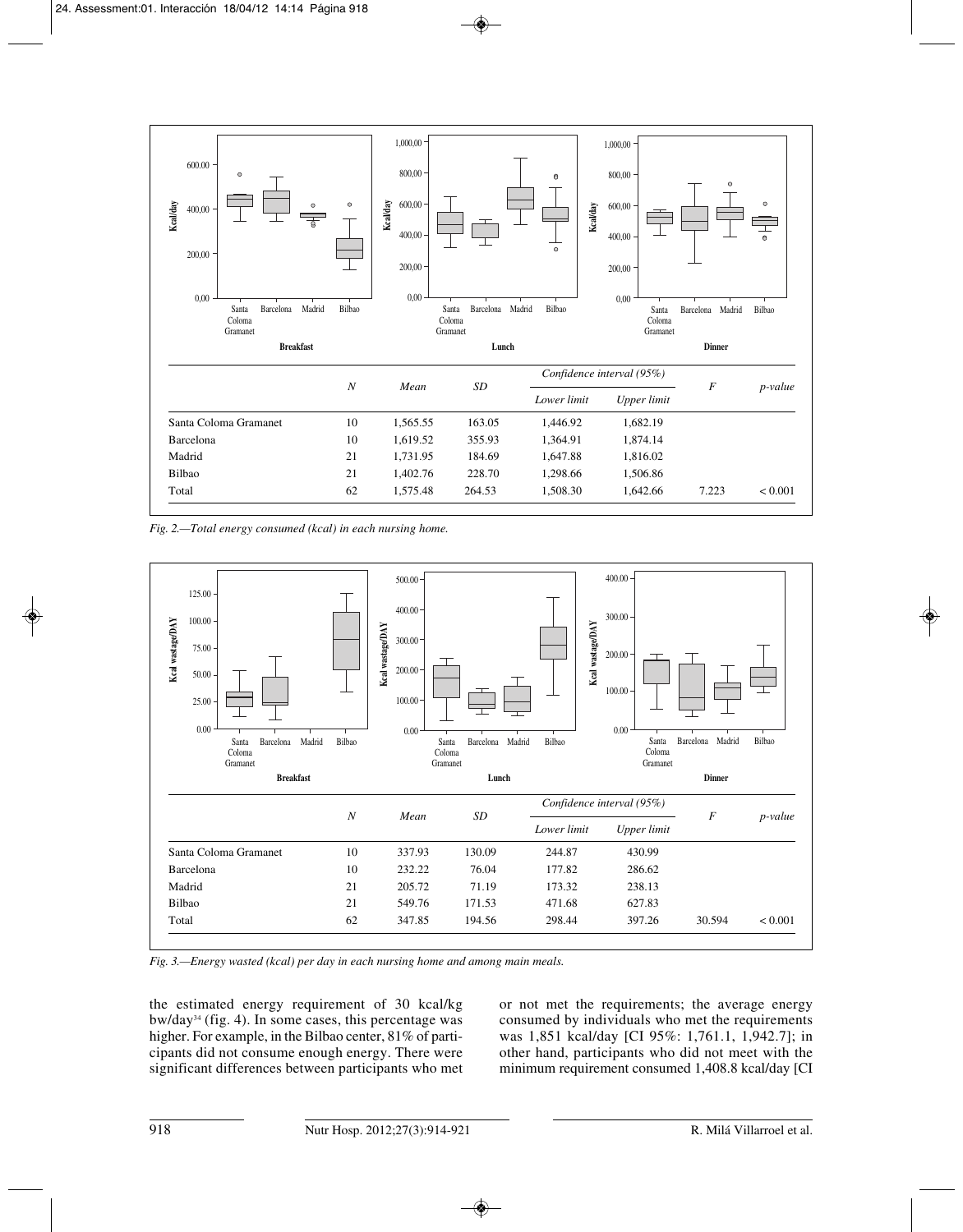| | N | Mean | SD | Confidence interval (95%) | | F | p-value |
|---|---|---|---|---|---|---|---|
| | | | | Lower limit | Upper limit | | |
| Santa Coloma Gramanet | 10 | 1,565.55 | 163.05 | 1,446.92 | 1,682.19 | | |
| Barcelona | 10 | 1,619.52 | 355.93 | 1,364.91 | 1,874.14 | | |
| Madrid | 21 | 1,731.95 | 184.69 | 1,647.88 | 1,816.02 | | |
| Bilbao | 21 | 1,402.76 | 228.70 | 1,298.66 | 1,506.86 | | |
| Total | 62 | 1,575.48 | 264.53 | 1,508.30 | 1,642.66 | 7.223 | < 0.001 |

*Fig. 2.—Total energy consumed (kcal) in each nursing home.*

| | N | Mean | SD | Confidence interval (95%) | | F | p-value |
|---|---|---|---|---|---|---|---|
| | | | | Lower limit | Upper limit | | |
| Santa Coloma Gramanet | 10 | 337.93 | 130.09 | 244.87 | 430.99 | | |
| Barcelona | 10 | 232.22 | 76.04 | 177.82 | 286.62 | | |
| Madrid | 21 | 205.72 | 71.19 | 173.32 | 238.13 | | |
| Bilbao | 21 | 549.76 | 171.53 | 471.68 | 627.83 | | |
| Total | 62 | 347.85 | 194.56 | 298.44 | 397.26 | 30.594 | < 0.001 |

*Fig. 3.—Energy wasted (kcal) per day in each nursing home and among main meals.*

the estimated energy requirement of 30 kcal/kg bw/day[34] (fig. 4). In some cases, this percentage was higher. For example, in the Bilbao center, 81% of participants did not consume enough energy. There were significant differences between participants who met or not met the requirements; the average energy consumed by individuals who met the requirements was 1,851 kcal/day [CI 95%: 1,761.1, 1,942.7]; in other hand, participants who did not meet with the minimum requirement consumed 1,408.8 kcal/day [CI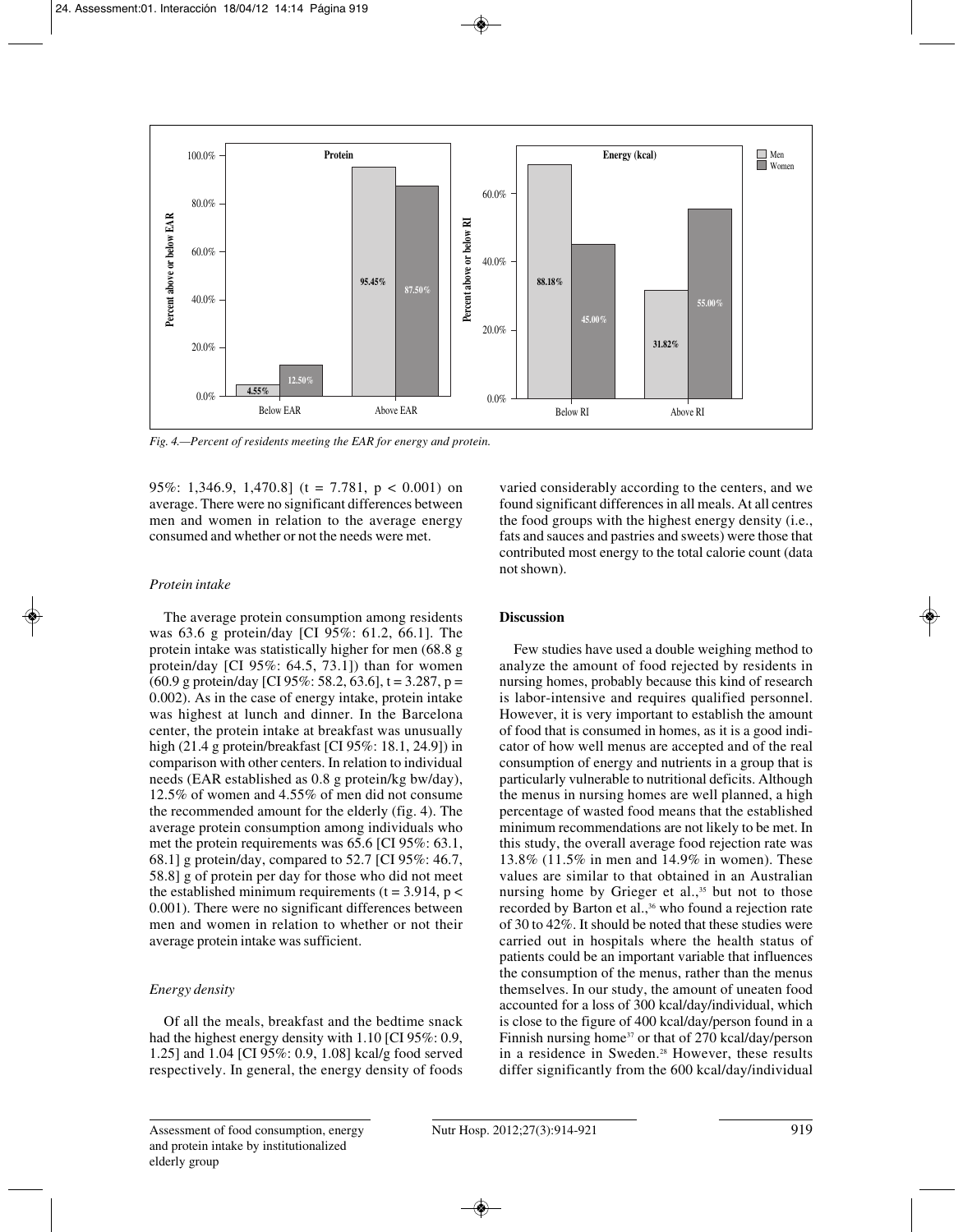Fig. 4.—Percent of residents meeting the EAR for energy and protein.

95%: 1,346.9, 1,470.8] (t = 7.781, $p < 0.001$) on average. There were no significant differences between men and women in relation to the average energy consumed and whether or not the needs were met.

### *Protein intake*

The average protein consumption among residents was 63.6 g protein/day [CI 95%: 61.2, 66.1]. The protein intake was statistically higher for men (68.8 g protein/day [CI 95%: 64.5, 73.1]) than for women (60.9 g protein/day [CI 95%: 58.2, 63.6], t = 3.287, p = 0.002). As in the case of energy intake, protein intake was highest at lunch and dinner. In the Barcelona center, the protein intake at breakfast was unusually high (21.4 g protein/breakfast [CI 95%: 18.1, 24.9]) in comparison with other centers. In relation to individual needs (EAR established as 0.8 g protein/kg bw/day), 12.5% of women and 4.55% of men did not consume the recommended amount for the elderly (fig. 4). The average protein consumption among individuals who met the protein requirements was 65.6 [CI 95%: 63.1, 68.1] g protein/day, compared to 52.7 [CI 95%: 46.7, 58.8] g of protein per day for those who did not meet the established minimum requirements (t = 3.914, $p < 0.001$). There were no significant differences between men and women in relation to whether or not their average protein intake was sufficient.

### *Energy density*

Of all the meals, breakfast and the bedtime snack had the highest energy density with 1.10 [CI 95%: 0.9, 1.25] and 1.04 [CI 95%: 0.9, 1.08] kcal/g food served respectively. In general, the energy density of foods varied considerably according to the centers, and we found significant differences in all meals. At all centres the food groups with the highest energy density (i.e., fats and sauces and pastries and sweets) were those that contributed most energy to the total calorie count (data not shown).

## **Discussion**

Few studies have used a double weighing method to analyze the amount of food rejected by residents in nursing homes, probably because this kind of research is labor-intensive and requires qualified personnel. However, it is very important to establish the amount of food that is consumed in homes, as it is a good indicator of how well menus are accepted and of the real consumption of energy and nutrients in a group that is particularly vulnerable to nutritional deficits. Although the menus in nursing homes are well planned, a high percentage of wasted food means that the established minimum recommendations are not likely to be met. In this study, the overall average food rejection rate was 13.8% (11.5% in men and 14.9% in women). These values are similar to that obtained in an Australian nursing home by Grieger et al.,[35] but not to those recorded by Barton et al.,[36] who found a rejection rate of 30 to 42%. It should be noted that these studies were carried out in hospitals where the health status of patients could be an important variable that influences the consumption of the menus, rather than the menus themselves. In our study, the amount of uneaten food accounted for a loss of 300 kcal/day/individual, which is close to the figure of 400 kcal/day/person found in a Finnish nursing home[37] or that of 270 kcal/day/person in a residence in Sweden.[28] However, these results differ significantly from the 600 kcal/day/individual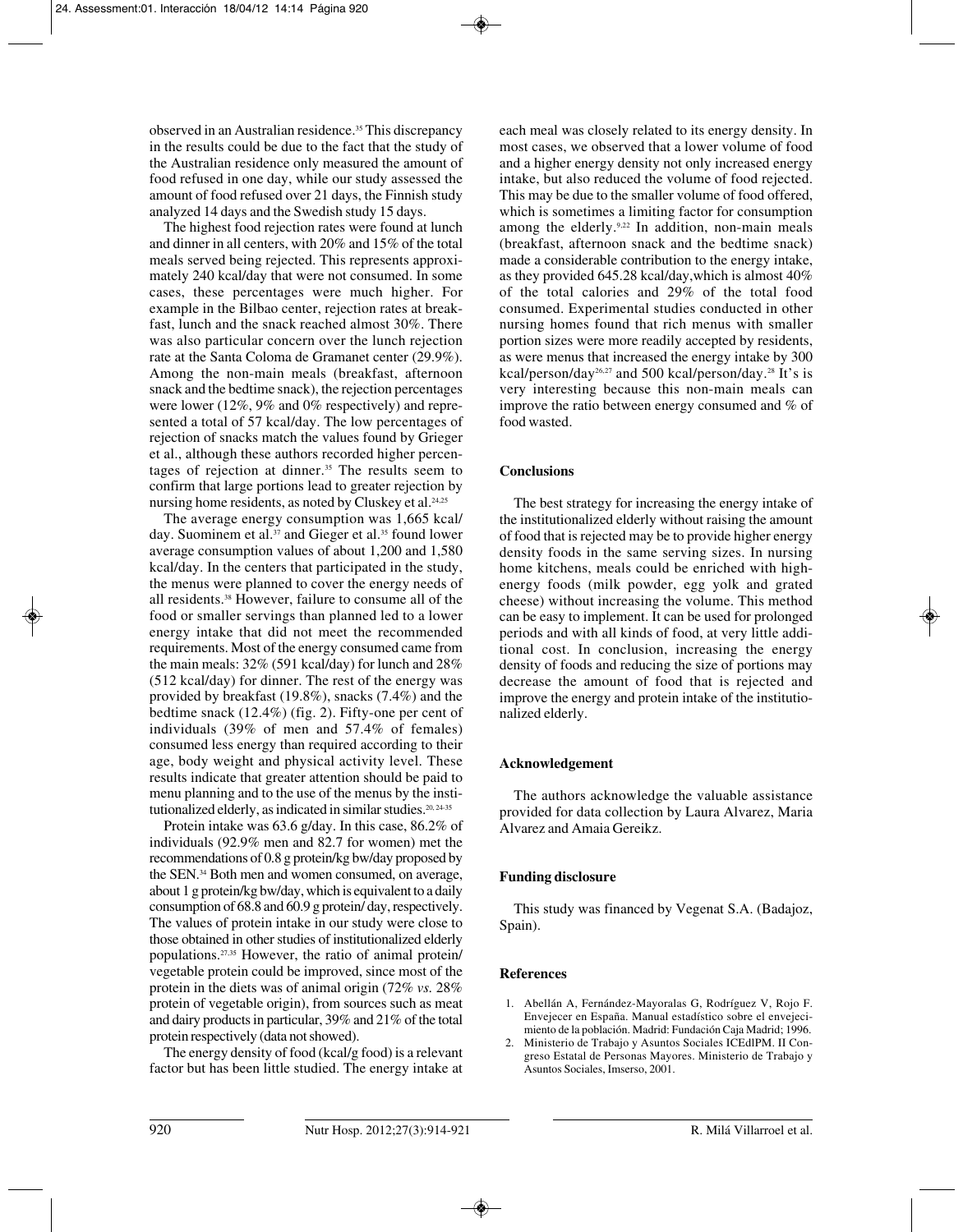observed in an Australian residence.[35] This discrepancy in the results could be due to the fact that the study of the Australian residence only measured the amount of food refused in one day, while our study assessed the amount of food refused over 21 days, the Finnish study analyzed 14 days and the Swedish study 15 days.

The highest food rejection rates were found at lunch and dinner in all centers, with 20% and 15% of the total meals served being rejected. This represents approximately 240 kcal/day that were not consumed. In some cases, these percentages were much higher. For example in the Bilbao center, rejection rates at breakfast, lunch and the snack reached almost 30%. There was also particular concern over the lunch rejection rate at the Santa Coloma de Gramanet center (29.9%). Among the non-main meals (breakfast, afternoon snack and the bedtime snack), the rejection percentages were lower (12%, 9% and 0% respectively) and represented a total of 57 kcal/day. The low percentages of rejection of snacks match the values found by Grieger et al., although these authors recorded higher percentages of rejection at dinner.[35] The results seem to confirm that large portions lead to greater rejection by nursing home residents, as noted by Cluskey et al.[24,25]

The average energy consumption was 1,665 kcal/day. Suominem et al.[37] and Gieger et al.[35] found lower average consumption values of about 1,200 and 1,580 kcal/day. In the centers that participated in the study, the menus were planned to cover the energy needs of all residents.[38] However, failure to consume all of the food or smaller servings than planned led to a lower energy intake that did not meet the recommended requirements. Most of the energy consumed came from the main meals: 32% (591 kcal/day) for lunch and 28% (512 kcal/day) for dinner. The rest of the energy was provided by breakfast (19.8%), snacks (7.4%) and the bedtime snack (12.4%) (fig. 2). Fifty-one per cent of individuals (39% of men and 57.4% of females) consumed less energy than required according to their age, body weight and physical activity level. These results indicate that greater attention should be paid to menu planning and to the use of the menus by the institutionalized elderly, as indicated in similar studies.[20,24-35]

Protein intake was 63.6 g/day. In this case, 86.2% of individuals (92.9% men and 82.7 for women) met the recommendations of 0.8 g protein/kg bw/day proposed by the SEN.[34] Both men and women consumed, on average, about 1 g protein/kg bw/day, which is equivalent to a daily consumption of 68.8 and 60.9 g protein/ day, respectively. The values of protein intake in our study were close to those obtained in other studies of institutionalized elderly populations.[27,35] However, the ratio of animal protein/vegetable protein could be improved, since most of the protein in the diets was of animal origin (72% *vs.* 28% protein of vegetable origin), from sources such as meat and dairy products in particular, 39% and 21% of the total protein respectively (data not showed).

The energy density of food (kcal/g food) is a relevant factor but has been little studied. The energy intake at each meal was closely related to its energy density. In most cases, we observed that a lower volume of food and a higher energy density not only increased energy intake, but also reduced the volume of food rejected. This may be due to the smaller volume of food offered, which is sometimes a limiting factor for consumption among the elderly.[9,22] In addition, non-main meals (breakfast, afternoon snack and the bedtime snack) made a considerable contribution to the energy intake, as they provided 645.28 kcal/day,which is almost 40% of the total calories and 29% of the total food consumed. Experimental studies conducted in other nursing homes found that rich menus with smaller portion sizes were more readily accepted by residents, as were menus that increased the energy intake by 300 kcal/person/day[26,27] and 500 kcal/person/day.[28] It's is very interesting because this non-main meals can improve the ratio between energy consumed and % of food wasted.

## Conclusions

The best strategy for increasing the energy intake of the institutionalized elderly without raising the amount of food that is rejected may be to provide higher energy density foods in the same serving sizes. In nursing home kitchens, meals could be enriched with high-energy foods (milk powder, egg yolk and grated cheese) without increasing the volume. This method can be easy to implement. It can be used for prolonged periods and with all kinds of food, at very little additional cost. In conclusion, increasing the energy density of foods and reducing the size of portions may decrease the amount of food that is rejected and improve the energy and protein intake of the institutionalized elderly.

## Acknowledgement

The authors acknowledge the valuable assistance provided for data collection by Laura Alvarez, Maria Alvarez and Amaia Gereikz.

## Funding disclosure

This study was financed by Vegenat S.A. (Badajoz, Spain).

## References

1. Abellán A, Fernández-Mayoralas G, Rodríguez V, Rojo F. Envejecer en España. Manual estadístico sobre el envejecimiento de la población. Madrid: Fundación Caja Madrid; 1996.
2. Ministerio de Trabajo y Asuntos Sociales ICEdlPM. II Congreso Estatal de Personas Mayores. Ministerio de Trabajo y Asuntos Sociales, Imserso, 2001.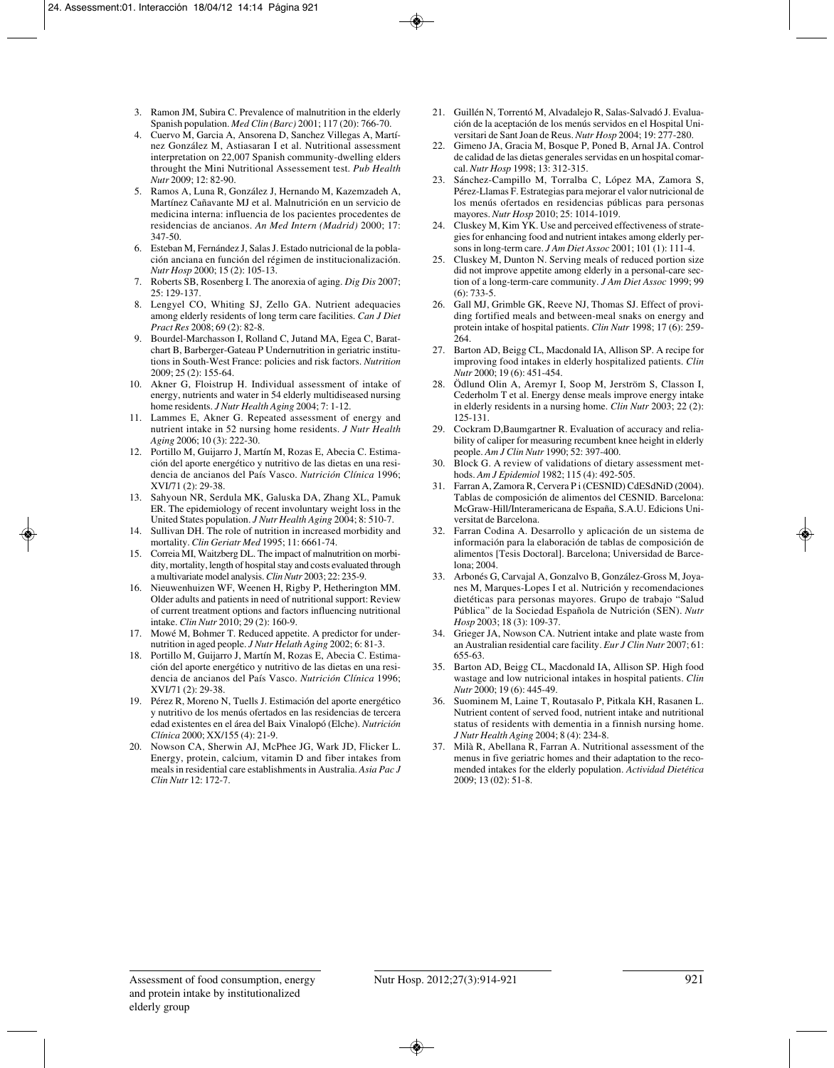3. Ramon JM, Subira C. Prevalence of malnutrition in the elderly Spanish population. *Med Clin (Barc)* 2001; 117 (20): 766-70.
4. Cuervo M, Garcia A, Ansorena D, Sanchez Villegas A, Martínez González M, Astiasaran I et al. Nutritional assessment interpretation on 22,007 Spanish community-dwelling elders throught the Mini Nutritional Assessement test. *Pub Health Nutr* 2009; 12: 82-90.
5. Ramos A, Luna R, González J, Hernando M, Kazemzadeh A, Martínez Cañavante MJ et al. Malnutrición en un servicio de medicina interna: influencia de los pacientes procedentes de residencias de ancianos. *An Med Intern (Madrid)* 2000; 17: 347-50.
6. Esteban M, Fernández J, Salas J. Estado nutricional de la población anciana en función del régimen de institucionalización. *Nutr Hosp* 2000; 15 (2): 105-13.
7. Roberts SB, Rosenberg I. The anorexia of aging. *Dig Dis* 2007; 25: 129-137.
8. Lengyel CO, Whiting SJ, Zello GA. Nutrient adequacies among elderly residents of long term care facilities. *Can J Diet Pract Res* 2008; 69 (2): 82-8.
9. Bourdel-Marchasson I, Rolland C, Jutand MA, Egea C, Baratchart B, Barberger-Gateau P Undernutrition in geriatric institutions in South-West France: policies and risk factors. *Nutrition* 2009; 25 (2): 155-64.
10. Akner G, Floistrup H. Individual assessment of intake of energy, nutrients and water in 54 elderly multidiseased nursing home residents. *J Nutr Health Aging* 2004; 7: 1-12.
11. Lammes E, Akner G. Repeated assessment of energy and nutrient intake in 52 nursing home residents. *J Nutr Health Aging* 2006; 10 (3): 222-30.
12. Portillo M, Guijarro J, Martín M, Rozas E, Abecia C. Estimación del aporte energético y nutritivo de las dietas en una residencia de ancianos del País Vasco. *Nutrición Clínica* 1996; XVI/71 (2): 29-38.
13. Sahyoun NR, Serdula MK, Galuska DA, Zhang XL, Pamuk ER. The epidemiology of recent involuntary weight loss in the United States population. *J Nutr Health Aging* 2004; 8: 510-7.
14. Sullivan DH. The role of nutrition in increased morbidity and mortality. *Clin Geriatr Med* 1995; 11: 6661-74.
15. Correia MI, Waitzberg DL. The impact of malnutrition on morbidity, mortality, length of hospital stay and costs evaluated through a multivariate model analysis. *Clin Nutr* 2003; 22: 235-9.
16. Nieuwenhuizen WF, Weenen H, Rigby P, Hetherington MM. Older adults and patients in need of nutritional support: Review of current treatment options and factors influencing nutritional intake. *Clin Nutr* 2010; 29 (2): 160-9.
17. Mowé M, Bohmer T. Reduced appetite. A predictor for undernutrition in aged people. *J Nutr Helath Aging* 2002; 6: 81-3.
18. Portillo M, Guijarro J, Martín M, Rozas E, Abecia C. Estimación del aporte energético y nutritivo de las dietas en una residencia de ancianos del País Vasco. *Nutrición Clínica* 1996; XVI/71 (2): 29-38.
19. Pérez R, Moreno N, Tuells J. Estimación del aporte energético y nutritivo de los menús ofertados en las residencias de tercera edad existentes en el área del Baix Vinalopó (Elche). *Nutrición Clínica* 2000; XX/155 (4): 21-9.
20. Nowson CA, Sherwin AJ, McPhee JG, Wark JD, Flicker L. Energy, protein, calcium, vitamin D and fiber intakes from meals in residential care establishments in Australia. *Asia Pac J Clin Nutr* 12: 172-7.
21. Guillén N, Torrentó M, Alvadalejo R, Salas-Salvadó J. Evaluación de la aceptación de los menús servidos en el Hospital Universitari de Sant Joan de Reus. *Nutr Hosp* 2004; 19: 277-280.
22. Gimeno JA, Gracia M, Bosque P, Poned B, Arnal JA. Control de calidad de las dietas generales servidas en un hospital comarcal. *Nutr Hosp* 1998; 13: 312-315.
23. Sánchez-Campillo M, Torralba C, López MA, Zamora S, Pérez-Llamas F. Estrategias para mejorar el valor nutricional de los menús ofertados en residencias públicas para personas mayores. *Nutr Hosp* 2010; 25: 1014-1019.
24. Cluskey M, Kim YK. Use and perceived effectiveness of strategies for enhancing food and nutrient intakes among elderly persons in long-term care. *J Am Diet Assoc* 2001; 101 (1): 111-4.
25. Cluskey M, Dunton N. Serving meals of reduced portion size did not improve appetite among elderly in a personal-care section of a long-term-care community. *J Am Diet Assoc* 1999; 99 (6): 733-5.
26. Gall MJ, Grimble GK, Reeve NJ, Thomas SJ. Effect of providing fortified meals and between-meal snaks on energy and protein intake of hospital patients. *Clin Nutr* 1998; 17 (6): 259-264.
27. Barton AD, Beigg CL, Macdonald IA, Allison SP. A recipe for improving food intakes in elderly hospitalized patients. *Clin Nutr* 2000; 19 (6): 451-454.
28. Ödlund Olin A, Aremyr I, Soop M, Jerström S, Classon I, Cederholm T et al. Energy dense meals improve energy intake in elderly residents in a nursing home. *Clin Nutr* 2003; 22 (2): 125-131.
29. Cockram D,Baumgartner R. Evaluation of accuracy and reliability of caliper for measuring recumbent knee height in elderly people. *Am J Clin Nutr* 1990; 52: 397-400.
30. Block G. A review of validations of dietary assessment methods. *Am J Epidemiol* 1982; 115 (4): 492-505.
31. Farran A, Zamora R, Cervera P i (CESNID) CdESdNiD (2004). Tablas de composición de alimentos del CESNID. Barcelona: McGraw-Hill/Interamericana de España, S.A.U. Edicions Universitat de Barcelona.
32. Farran Codina A. Desarrollo y aplicación de un sistema de información para la elaboración de tablas de composición de alimentos [Tesis Doctoral]. Barcelona; Universidad de Barcelona; 2004.
33. Arbonés G, Carvajal A, Gonzalvo B, González-Gross M, Joyanes M, Marques-Lopes I et al. Nutrición y recomendaciones dietéticas para personas mayores. Grupo de trabajo "Salud Pública" de la Sociedad Española de Nutrición (SEN). *Nutr Hosp* 2003; 18 (3): 109-37.
34. Grieger JA, Nowson CA. Nutrient intake and plate waste from an Australian residential care facility. *Eur J Clin Nutr* 2007; 61: 655-63.
35. Barton AD, Beigg CL, Macdonald IA, Allison SP. High food wastage and low nutricional intakes in hospital patients. *Clin Nutr* 2000; 19 (6): 445-49.
36. Suominem M, Laine T, Routasalo P, Pitkala KH, Rasanen L. Nutrient content of served food, nutrient intake and nutritional status of residents with dementia in a finnish nursing home. *J Nutr Health Aging* 2004; 8 (4): 234-8.
37. Milà R, Abellana R, Farran A. Nutritional assessment of the menus in five geriatric homes and their adaptation to the recomended intakes for the elderly population. *Actividad Dietética* 2009; 13 (02): 51-8.